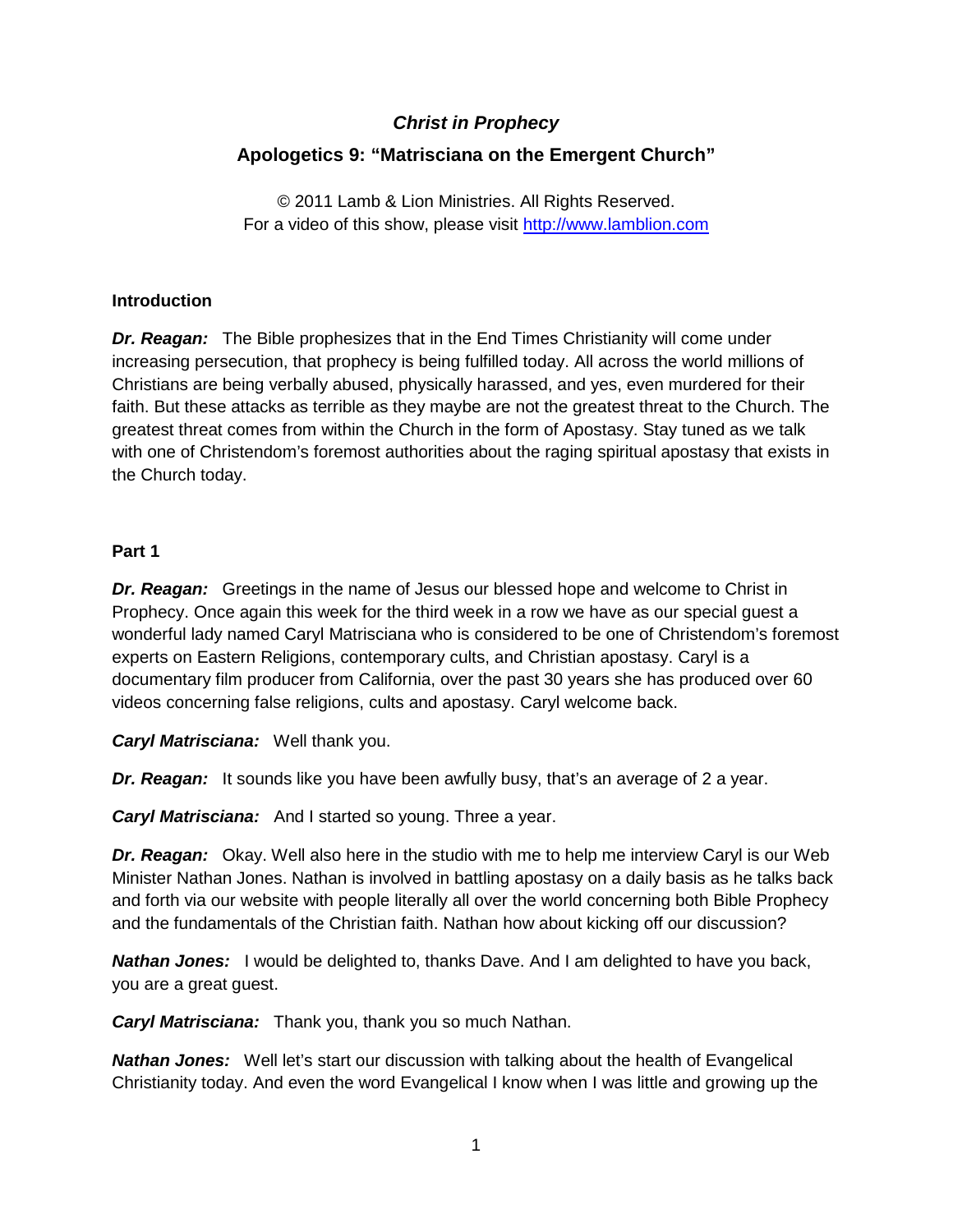# *Christ in Prophecy*

## Apologetics 9: "Matrisciana on the Emergent Church"

© 2011 Lamb & Lion Ministries. All Rights Reserved.
For a video of this show, please visit http://www.lamblion.com

### Introduction

***Dr. Reagan:*** The Bible prophesizes that in the End Times Christianity will come under increasing persecution, that prophecy is being fulfilled today. All across the world millions of Christians are being verbally abused, physically harassed, and yes, even murdered for their faith. But these attacks as terrible as they maybe are not the greatest threat to the Church. The greatest threat comes from within the Church in the form of Apostasy. Stay tuned as we talk with one of Christendom's foremost authorities about the raging spiritual apostasy that exists in the Church today.

### Part 1

***Dr. Reagan:*** Greetings in the name of Jesus our blessed hope and welcome to Christ in Prophecy. Once again this week for the third week in a row we have as our special guest a wonderful lady named Caryl Matrisciana who is considered to be one of Christendom's foremost experts on Eastern Religions, contemporary cults, and Christian apostasy. Caryl is a documentary film producer from California, over the past 30 years she has produced over 60 videos concerning false religions, cults and apostasy. Caryl welcome back.

***Caryl Matrisciana:*** Well thank you.

***Dr. Reagan:*** It sounds like you have been awfully busy, that's an average of 2 a year.

***Caryl Matrisciana:*** And I started so young. Three a year.

***Dr. Reagan:*** Okay. Well also here in the studio with me to help me interview Caryl is our Web Minister Nathan Jones. Nathan is involved in battling apostasy on a daily basis as he talks back and forth via our website with people literally all over the world concerning both Bible Prophecy and the fundamentals of the Christian faith. Nathan how about kicking off our discussion?

***Nathan Jones:*** I would be delighted to, thanks Dave. And I am delighted to have you back, you are a great guest.

***Caryl Matrisciana:*** Thank you, thank you so much Nathan.

***Nathan Jones:*** Well let's start our discussion with talking about the health of Evangelical Christianity today. And even the word Evangelical I know when I was little and growing up the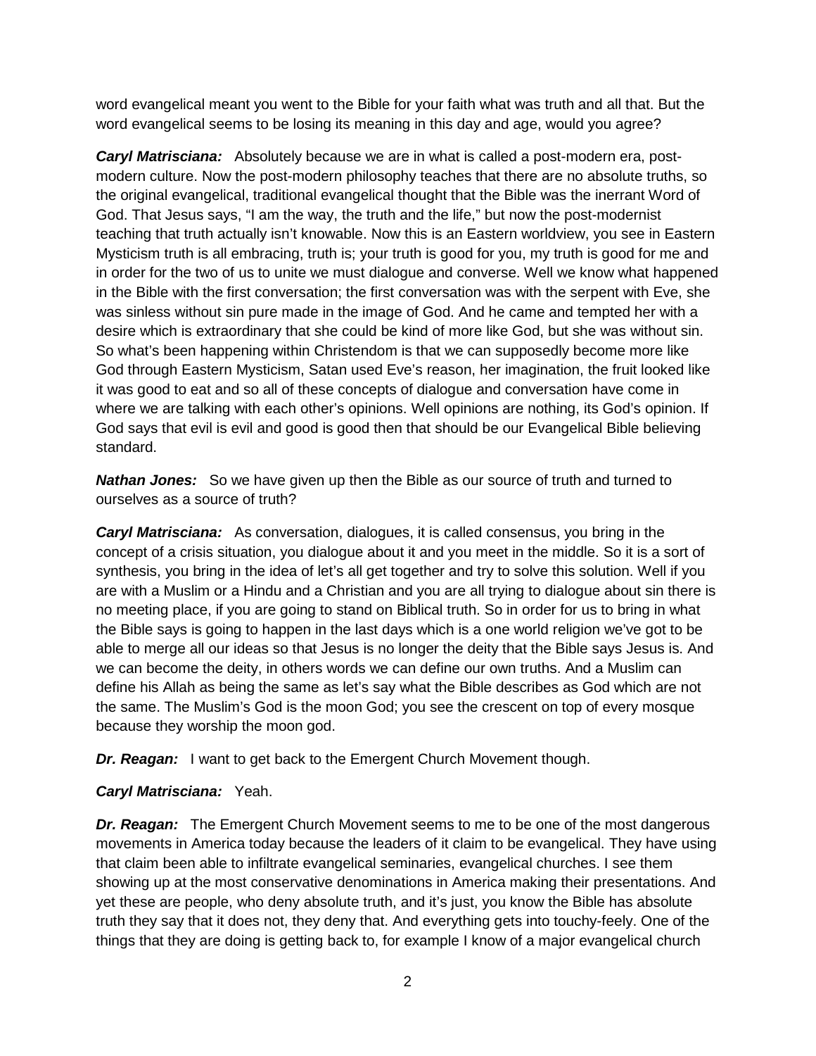word evangelical meant you went to the Bible for your faith what was truth and all that. But the word evangelical seems to be losing its meaning in this day and age, would you agree?

***Caryl Matrisciana:*** Absolutely because we are in what is called a post-modern era, post-modern culture. Now the post-modern philosophy teaches that there are no absolute truths, so the original evangelical, traditional evangelical thought that the Bible was the inerrant Word of God. That Jesus says, "I am the way, the truth and the life," but now the post-modernist teaching that truth actually isn't knowable. Now this is an Eastern worldview, you see in Eastern Mysticism truth is all embracing, truth is; your truth is good for you, my truth is good for me and in order for the two of us to unite we must dialogue and converse. Well we know what happened in the Bible with the first conversation; the first conversation was with the serpent with Eve, she was sinless without sin pure made in the image of God. And he came and tempted her with a desire which is extraordinary that she could be kind of more like God, but she was without sin. So what's been happening within Christendom is that we can supposedly become more like God through Eastern Mysticism, Satan used Eve's reason, her imagination, the fruit looked like it was good to eat and so all of these concepts of dialogue and conversation have come in where we are talking with each other's opinions. Well opinions are nothing, its God's opinion. If God says that evil is evil and good is good then that should be our Evangelical Bible believing standard.

***Nathan Jones:*** So we have given up then the Bible as our source of truth and turned to ourselves as a source of truth?

***Caryl Matrisciana:*** As conversation, dialogues, it is called consensus, you bring in the concept of a crisis situation, you dialogue about it and you meet in the middle. So it is a sort of synthesis, you bring in the idea of let's all get together and try to solve this solution. Well if you are with a Muslim or a Hindu and a Christian and you are all trying to dialogue about sin there is no meeting place, if you are going to stand on Biblical truth. So in order for us to bring in what the Bible says is going to happen in the last days which is a one world religion we've got to be able to merge all our ideas so that Jesus is no longer the deity that the Bible says Jesus is. And we can become the deity, in others words we can define our own truths. And a Muslim can define his Allah as being the same as let's say what the Bible describes as God which are not the same. The Muslim's God is the moon God; you see the crescent on top of every mosque because they worship the moon god.

***Dr. Reagan:*** I want to get back to the Emergent Church Movement though.

***Caryl Matrisciana:*** Yeah.

***Dr. Reagan:*** The Emergent Church Movement seems to me to be one of the most dangerous movements in America today because the leaders of it claim to be evangelical. They have using that claim been able to infiltrate evangelical seminaries, evangelical churches. I see them showing up at the most conservative denominations in America making their presentations. And yet these are people, who deny absolute truth, and it's just, you know the Bible has absolute truth they say that it does not, they deny that. And everything gets into touchy-feely. One of the things that they are doing is getting back to, for example I know of a major evangelical church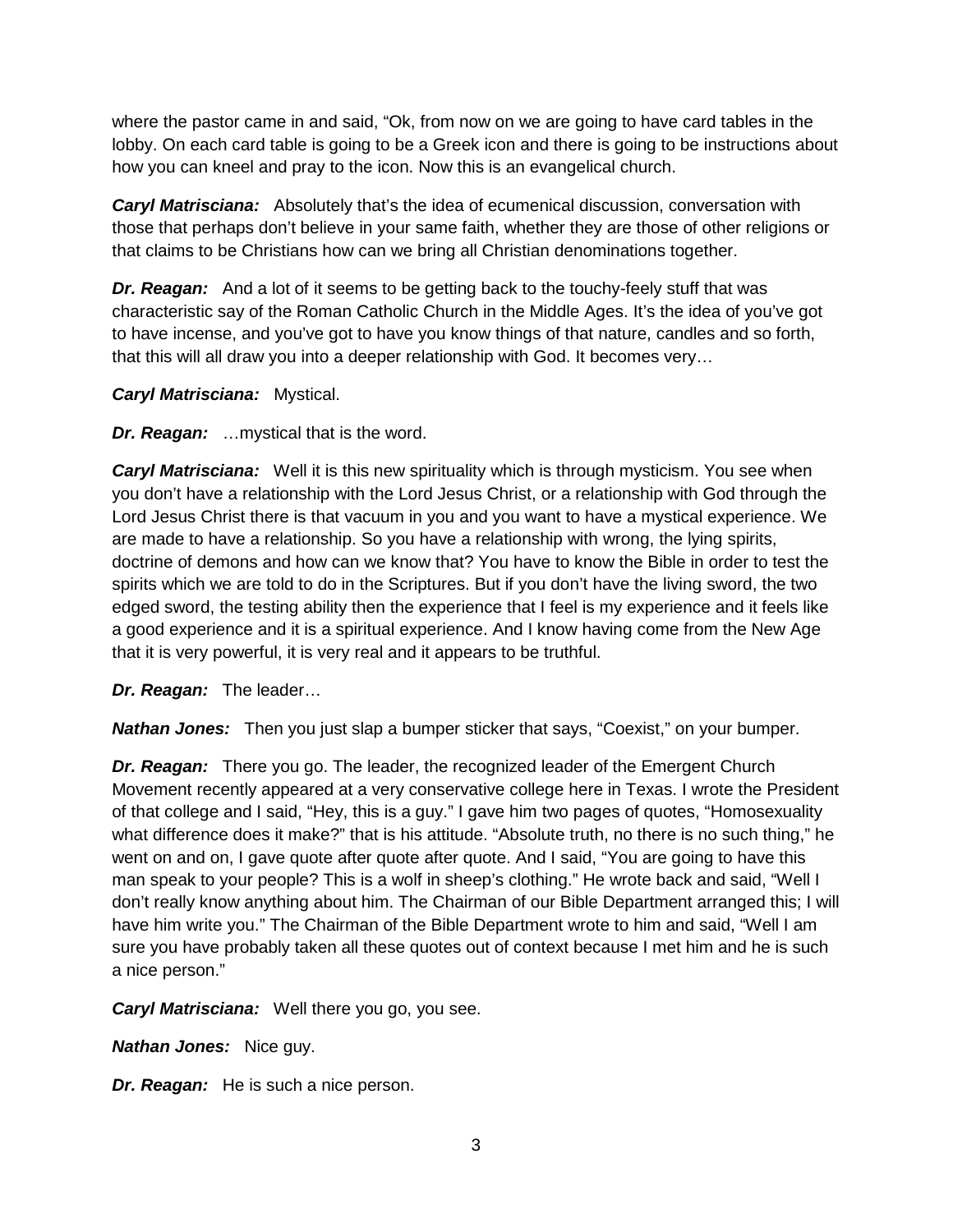where the pastor came in and said, "Ok, from now on we are going to have card tables in the lobby. On each card table is going to be a Greek icon and there is going to be instructions about how you can kneel and pray to the icon. Now this is an evangelical church.

***Caryl Matrisciana:*** Absolutely that's the idea of ecumenical discussion, conversation with those that perhaps don't believe in your same faith, whether they are those of other religions or that claims to be Christians how can we bring all Christian denominations together.

***Dr. Reagan:*** And a lot of it seems to be getting back to the touchy-feely stuff that was characteristic say of the Roman Catholic Church in the Middle Ages. It's the idea of you've got to have incense, and you've got to have you know things of that nature, candles and so forth, that this will all draw you into a deeper relationship with God. It becomes very…

***Caryl Matrisciana:*** Mystical.

***Dr. Reagan:*** …mystical that is the word.

***Caryl Matrisciana:*** Well it is this new spirituality which is through mysticism. You see when you don't have a relationship with the Lord Jesus Christ, or a relationship with God through the Lord Jesus Christ there is that vacuum in you and you want to have a mystical experience. We are made to have a relationship. So you have a relationship with wrong, the lying spirits, doctrine of demons and how can we know that? You have to know the Bible in order to test the spirits which we are told to do in the Scriptures. But if you don't have the living sword, the two edged sword, the testing ability then the experience that I feel is my experience and it feels like a good experience and it is a spiritual experience. And I know having come from the New Age that it is very powerful, it is very real and it appears to be truthful.

***Dr. Reagan:*** The leader…

***Nathan Jones:*** Then you just slap a bumper sticker that says, "Coexist," on your bumper.

***Dr. Reagan:*** There you go. The leader, the recognized leader of the Emergent Church Movement recently appeared at a very conservative college here in Texas. I wrote the President of that college and I said, "Hey, this is a guy." I gave him two pages of quotes, "Homosexuality what difference does it make?" that is his attitude. "Absolute truth, no there is no such thing," he went on and on, I gave quote after quote after quote. And I said, "You are going to have this man speak to your people? This is a wolf in sheep's clothing." He wrote back and said, "Well I don't really know anything about him. The Chairman of our Bible Department arranged this; I will have him write you." The Chairman of the Bible Department wrote to him and said, "Well I am sure you have probably taken all these quotes out of context because I met him and he is such a nice person."

***Caryl Matrisciana:*** Well there you go, you see.

***Nathan Jones:*** Nice guy.

***Dr. Reagan:*** He is such a nice person.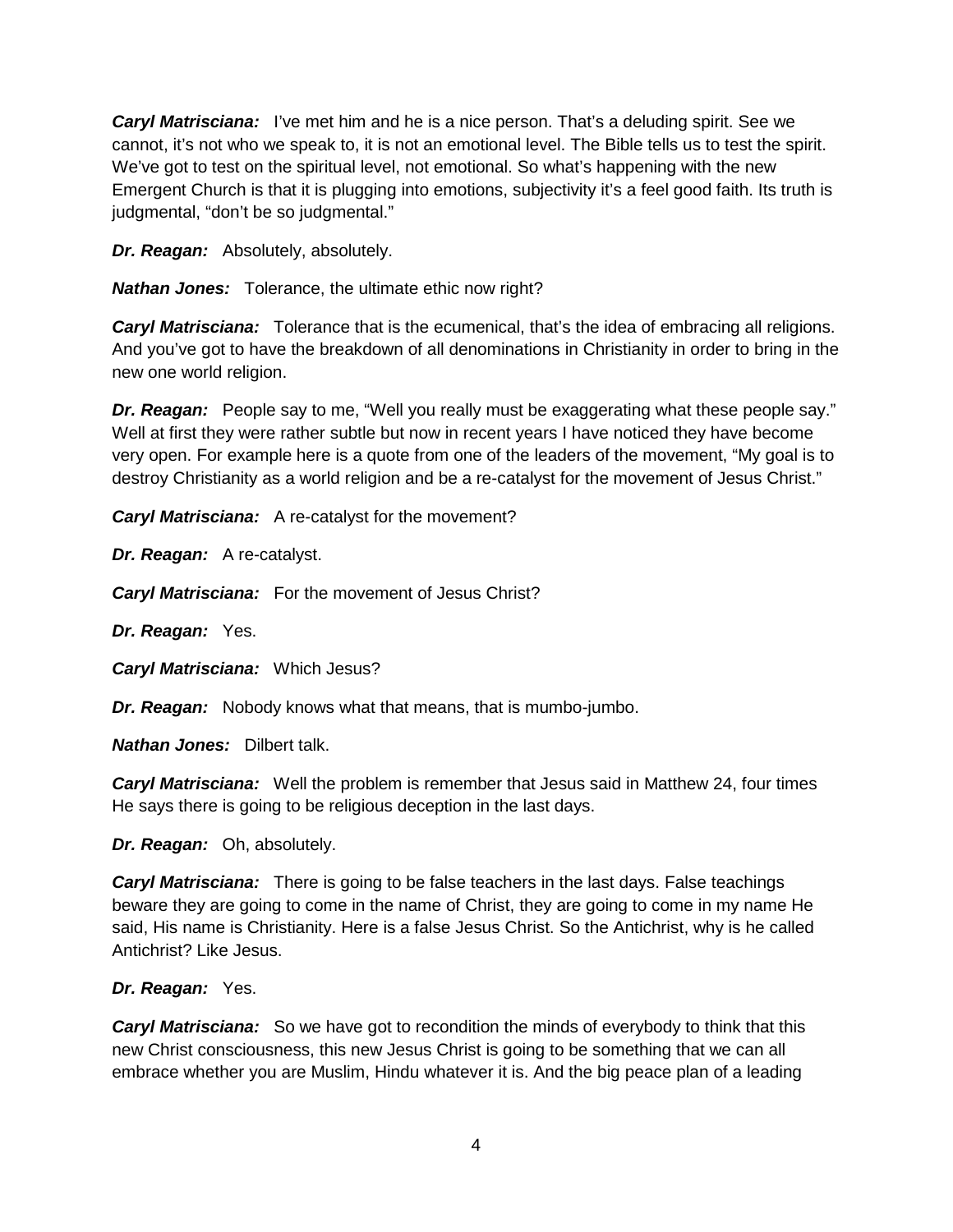***Caryl Matrisciana:*** I've met him and he is a nice person. That's a deluding spirit. See we cannot, it's not who we speak to, it is not an emotional level. The Bible tells us to test the spirit. We've got to test on the spiritual level, not emotional. So what's happening with the new Emergent Church is that it is plugging into emotions, subjectivity it's a feel good faith. Its truth is judgmental, "don't be so judgmental."

***Dr. Reagan:*** Absolutely, absolutely.

***Nathan Jones:*** Tolerance, the ultimate ethic now right?

***Caryl Matrisciana:*** Tolerance that is the ecumenical, that's the idea of embracing all religions. And you've got to have the breakdown of all denominations in Christianity in order to bring in the new one world religion.

***Dr. Reagan:*** People say to me, "Well you really must be exaggerating what these people say." Well at first they were rather subtle but now in recent years I have noticed they have become very open. For example here is a quote from one of the leaders of the movement, "My goal is to destroy Christianity as a world religion and be a re-catalyst for the movement of Jesus Christ."

***Caryl Matrisciana:*** A re-catalyst for the movement?

***Dr. Reagan:*** A re-catalyst.

***Caryl Matrisciana:*** For the movement of Jesus Christ?

***Dr. Reagan:*** Yes.

***Caryl Matrisciana:*** Which Jesus?

***Dr. Reagan:*** Nobody knows what that means, that is mumbo-jumbo.

***Nathan Jones:*** Dilbert talk.

***Caryl Matrisciana:*** Well the problem is remember that Jesus said in Matthew 24, four times He says there is going to be religious deception in the last days.

***Dr. Reagan:*** Oh, absolutely.

***Caryl Matrisciana:*** There is going to be false teachers in the last days. False teachings beware they are going to come in the name of Christ, they are going to come in my name He said, His name is Christianity. Here is a false Jesus Christ. So the Antichrist, why is he called Antichrist? Like Jesus.

***Dr. Reagan:*** Yes.

***Caryl Matrisciana:*** So we have got to recondition the minds of everybody to think that this new Christ consciousness, this new Jesus Christ is going to be something that we can all embrace whether you are Muslim, Hindu whatever it is. And the big peace plan of a leading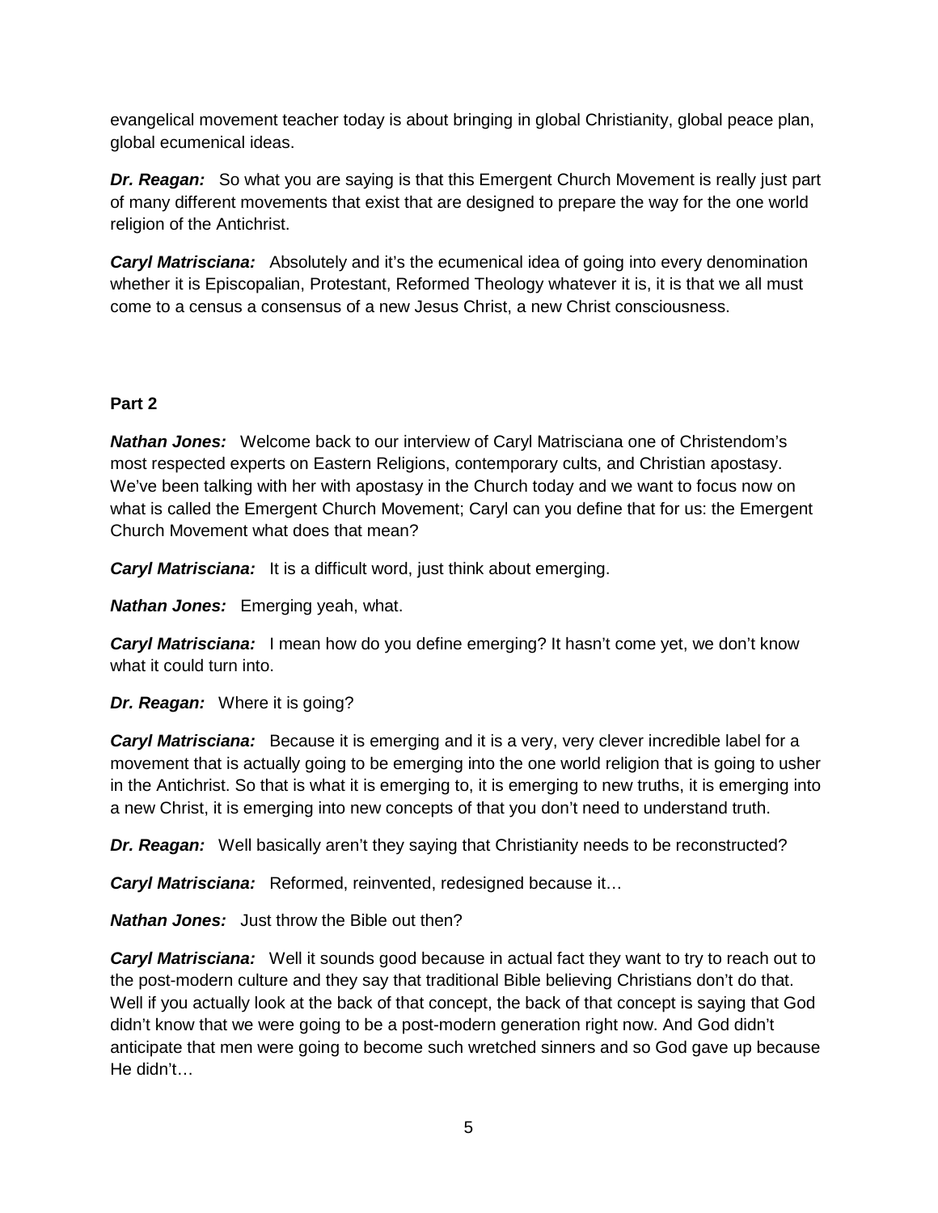evangelical movement teacher today is about bringing in global Christianity, global peace plan, global ecumenical ideas.

***Dr. Reagan:*** So what you are saying is that this Emergent Church Movement is really just part of many different movements that exist that are designed to prepare the way for the one world religion of the Antichrist.

***Caryl Matrisciana:*** Absolutely and it's the ecumenical idea of going into every denomination whether it is Episcopalian, Protestant, Reformed Theology whatever it is, it is that we all must come to a census a consensus of a new Jesus Christ, a new Christ consciousness.

**Part 2**

***Nathan Jones:*** Welcome back to our interview of Caryl Matrisciana one of Christendom's most respected experts on Eastern Religions, contemporary cults, and Christian apostasy. We've been talking with her with apostasy in the Church today and we want to focus now on what is called the Emergent Church Movement; Caryl can you define that for us: the Emergent Church Movement what does that mean?

***Caryl Matrisciana:*** It is a difficult word, just think about emerging.

***Nathan Jones:*** Emerging yeah, what.

***Caryl Matrisciana:*** I mean how do you define emerging? It hasn't come yet, we don't know what it could turn into.

***Dr. Reagan:*** Where it is going?

***Caryl Matrisciana:*** Because it is emerging and it is a very, very clever incredible label for a movement that is actually going to be emerging into the one world religion that is going to usher in the Antichrist. So that is what it is emerging to, it is emerging to new truths, it is emerging into a new Christ, it is emerging into new concepts of that you don't need to understand truth.

***Dr. Reagan:*** Well basically aren't they saying that Christianity needs to be reconstructed?

***Caryl Matrisciana:*** Reformed, reinvented, redesigned because it…

***Nathan Jones:*** Just throw the Bible out then?

***Caryl Matrisciana:*** Well it sounds good because in actual fact they want to try to reach out to the post-modern culture and they say that traditional Bible believing Christians don't do that. Well if you actually look at the back of that concept, the back of that concept is saying that God didn't know that we were going to be a post-modern generation right now. And God didn't anticipate that men were going to become such wretched sinners and so God gave up because He didn't…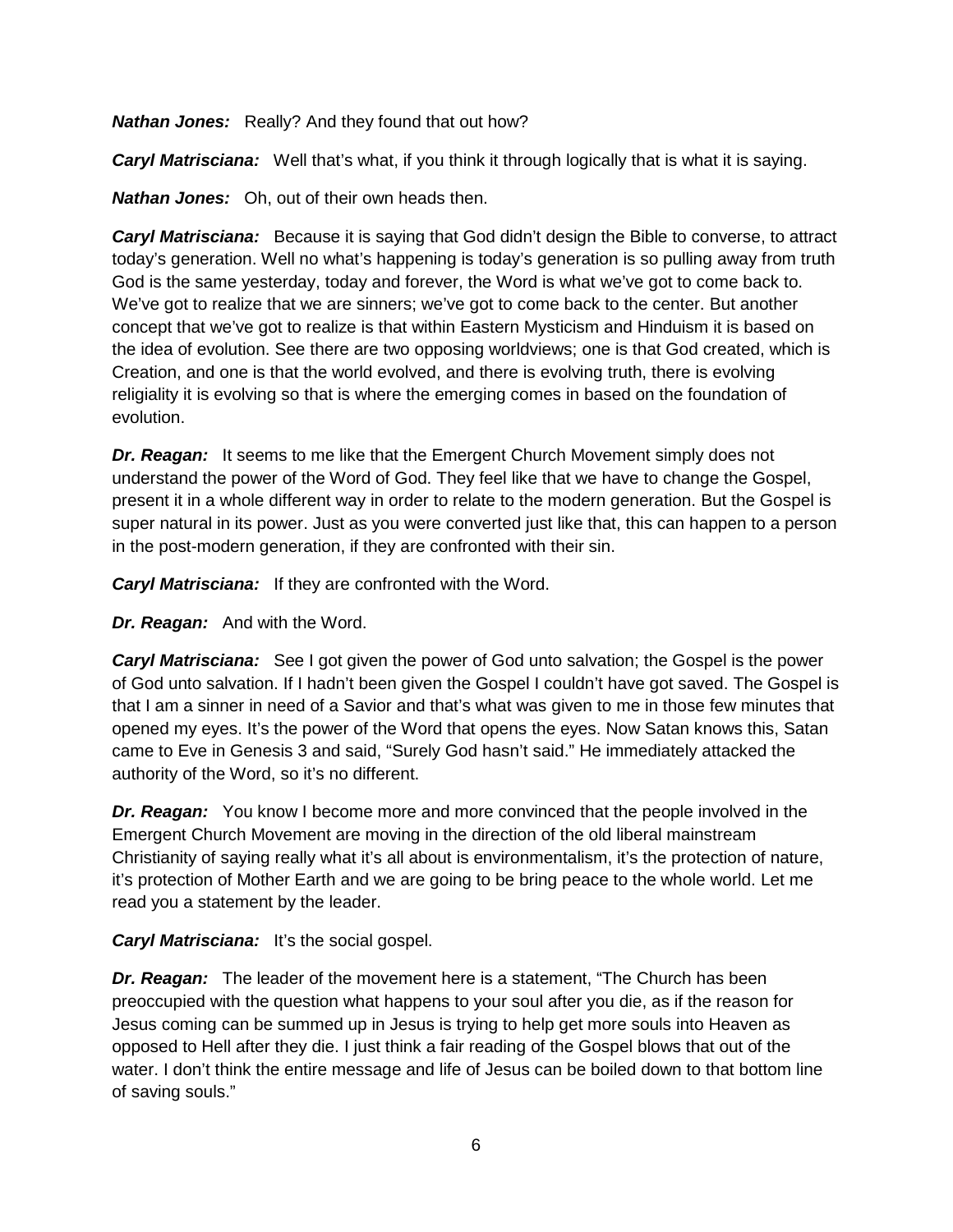***Nathan Jones:*** Really? And they found that out how?

***Caryl Matrisciana:*** Well that's what, if you think it through logically that is what it is saying.

***Nathan Jones:*** Oh, out of their own heads then.

***Caryl Matrisciana:*** Because it is saying that God didn't design the Bible to converse, to attract today's generation. Well no what's happening is today's generation is so pulling away from truth God is the same yesterday, today and forever, the Word is what we've got to come back to. We've got to realize that we are sinners; we've got to come back to the center. But another concept that we've got to realize is that within Eastern Mysticism and Hinduism it is based on the idea of evolution. See there are two opposing worldviews; one is that God created, which is Creation, and one is that the world evolved, and there is evolving truth, there is evolving religiality it is evolving so that is where the emerging comes in based on the foundation of evolution.

***Dr. Reagan:*** It seems to me like that the Emergent Church Movement simply does not understand the power of the Word of God. They feel like that we have to change the Gospel, present it in a whole different way in order to relate to the modern generation. But the Gospel is super natural in its power. Just as you were converted just like that, this can happen to a person in the post-modern generation, if they are confronted with their sin.

***Caryl Matrisciana:*** If they are confronted with the Word.

***Dr. Reagan:*** And with the Word.

***Caryl Matrisciana:*** See I got given the power of God unto salvation; the Gospel is the power of God unto salvation. If I hadn't been given the Gospel I couldn't have got saved. The Gospel is that I am a sinner in need of a Savior and that's what was given to me in those few minutes that opened my eyes. It's the power of the Word that opens the eyes. Now Satan knows this, Satan came to Eve in Genesis 3 and said, "Surely God hasn't said." He immediately attacked the authority of the Word, so it's no different.

***Dr. Reagan:*** You know I become more and more convinced that the people involved in the Emergent Church Movement are moving in the direction of the old liberal mainstream Christianity of saying really what it's all about is environmentalism, it's the protection of nature, it's protection of Mother Earth and we are going to be bring peace to the whole world. Let me read you a statement by the leader.

***Caryl Matrisciana:*** It's the social gospel.

***Dr. Reagan:*** The leader of the movement here is a statement, "The Church has been preoccupied with the question what happens to your soul after you die, as if the reason for Jesus coming can be summed up in Jesus is trying to help get more souls into Heaven as opposed to Hell after they die. I just think a fair reading of the Gospel blows that out of the water. I don't think the entire message and life of Jesus can be boiled down to that bottom line of saving souls."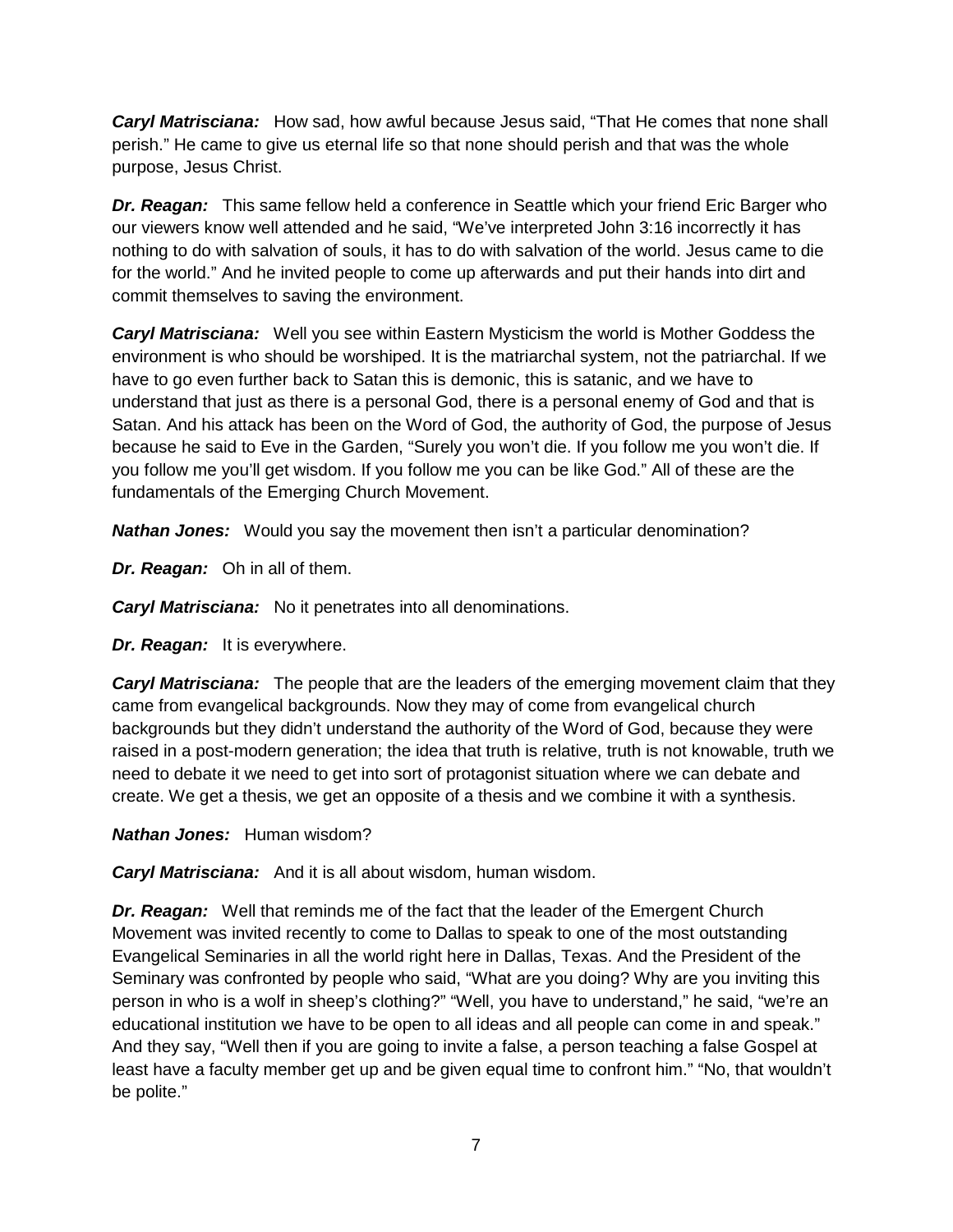***Caryl Matrisciana:*** How sad, how awful because Jesus said, "That He comes that none shall perish." He came to give us eternal life so that none should perish and that was the whole purpose, Jesus Christ.

***Dr. Reagan:*** This same fellow held a conference in Seattle which your friend Eric Barger who our viewers know well attended and he said, "We've interpreted John 3:16 incorrectly it has nothing to do with salvation of souls, it has to do with salvation of the world. Jesus came to die for the world." And he invited people to come up afterwards and put their hands into dirt and commit themselves to saving the environment.

***Caryl Matrisciana:*** Well you see within Eastern Mysticism the world is Mother Goddess the environment is who should be worshiped. It is the matriarchal system, not the patriarchal. If we have to go even further back to Satan this is demonic, this is satanic, and we have to understand that just as there is a personal God, there is a personal enemy of God and that is Satan. And his attack has been on the Word of God, the authority of God, the purpose of Jesus because he said to Eve in the Garden, "Surely you won't die. If you follow me you won't die. If you follow me you'll get wisdom. If you follow me you can be like God." All of these are the fundamentals of the Emerging Church Movement.

***Nathan Jones:*** Would you say the movement then isn't a particular denomination?

***Dr. Reagan:*** Oh in all of them.

***Caryl Matrisciana:*** No it penetrates into all denominations.

***Dr. Reagan:*** It is everywhere.

***Caryl Matrisciana:*** The people that are the leaders of the emerging movement claim that they came from evangelical backgrounds. Now they may of come from evangelical church backgrounds but they didn't understand the authority of the Word of God, because they were raised in a post-modern generation; the idea that truth is relative, truth is not knowable, truth we need to debate it we need to get into sort of protagonist situation where we can debate and create. We get a thesis, we get an opposite of a thesis and we combine it with a synthesis.

***Nathan Jones:*** Human wisdom?

***Caryl Matrisciana:*** And it is all about wisdom, human wisdom.

***Dr. Reagan:*** Well that reminds me of the fact that the leader of the Emergent Church Movement was invited recently to come to Dallas to speak to one of the most outstanding Evangelical Seminaries in all the world right here in Dallas, Texas. And the President of the Seminary was confronted by people who said, "What are you doing? Why are you inviting this person in who is a wolf in sheep's clothing?" "Well, you have to understand," he said, "we're an educational institution we have to be open to all ideas and all people can come in and speak." And they say, "Well then if you are going to invite a false, a person teaching a false Gospel at least have a faculty member get up and be given equal time to confront him." "No, that wouldn't be polite."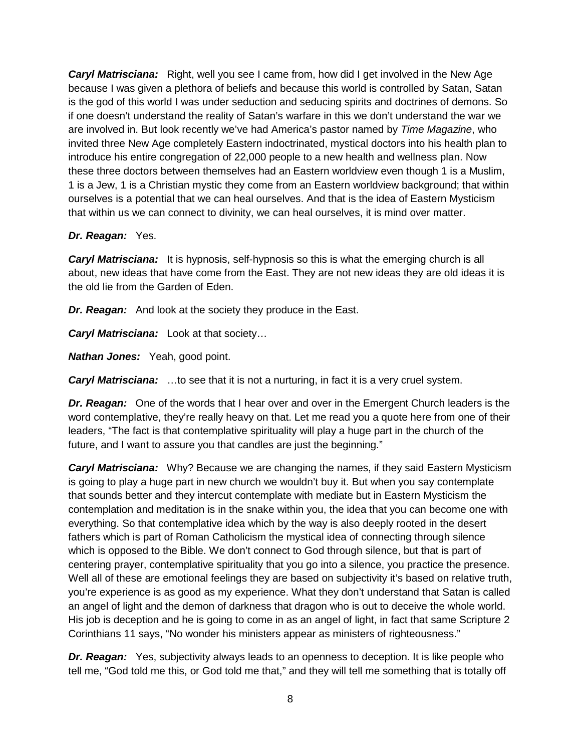***Caryl Matrisciana:*** Right, well you see I came from, how did I get involved in the New Age because I was given a plethora of beliefs and because this world is controlled by Satan, Satan is the god of this world I was under seduction and seducing spirits and doctrines of demons. So if one doesn't understand the reality of Satan's warfare in this we don't understand the war we are involved in. But look recently we've had America's pastor named by *Time Magazine*, who invited three New Age completely Eastern indoctrinated, mystical doctors into his health plan to introduce his entire congregation of 22,000 people to a new health and wellness plan. Now these three doctors between themselves had an Eastern worldview even though 1 is a Muslim, 1 is a Jew, 1 is a Christian mystic they come from an Eastern worldview background; that within ourselves is a potential that we can heal ourselves. And that is the idea of Eastern Mysticism that within us we can connect to divinity, we can heal ourselves, it is mind over matter.

***Dr. Reagan:*** Yes.

***Caryl Matrisciana:*** It is hypnosis, self-hypnosis so this is what the emerging church is all about, new ideas that have come from the East. They are not new ideas they are old ideas it is the old lie from the Garden of Eden.

***Dr. Reagan:*** And look at the society they produce in the East.

***Caryl Matrisciana:*** Look at that society…

***Nathan Jones:*** Yeah, good point.

***Caryl Matrisciana:*** …to see that it is not a nurturing, in fact it is a very cruel system.

***Dr. Reagan:*** One of the words that I hear over and over in the Emergent Church leaders is the word contemplative, they're really heavy on that. Let me read you a quote here from one of their leaders, "The fact is that contemplative spirituality will play a huge part in the church of the future, and I want to assure you that candles are just the beginning."

***Caryl Matrisciana:*** Why? Because we are changing the names, if they said Eastern Mysticism is going to play a huge part in new church we wouldn't buy it. But when you say contemplate that sounds better and they intercut contemplate with mediate but in Eastern Mysticism the contemplation and meditation is in the snake within you, the idea that you can become one with everything. So that contemplative idea which by the way is also deeply rooted in the desert fathers which is part of Roman Catholicism the mystical idea of connecting through silence which is opposed to the Bible. We don't connect to God through silence, but that is part of centering prayer, contemplative spirituality that you go into a silence, you practice the presence. Well all of these are emotional feelings they are based on subjectivity it's based on relative truth, you're experience is as good as my experience. What they don't understand that Satan is called an angel of light and the demon of darkness that dragon who is out to deceive the whole world. His job is deception and he is going to come in as an angel of light, in fact that same Scripture 2 Corinthians 11 says, "No wonder his ministers appear as ministers of righteousness."

***Dr. Reagan:*** Yes, subjectivity always leads to an openness to deception. It is like people who tell me, "God told me this, or God told me that," and they will tell me something that is totally off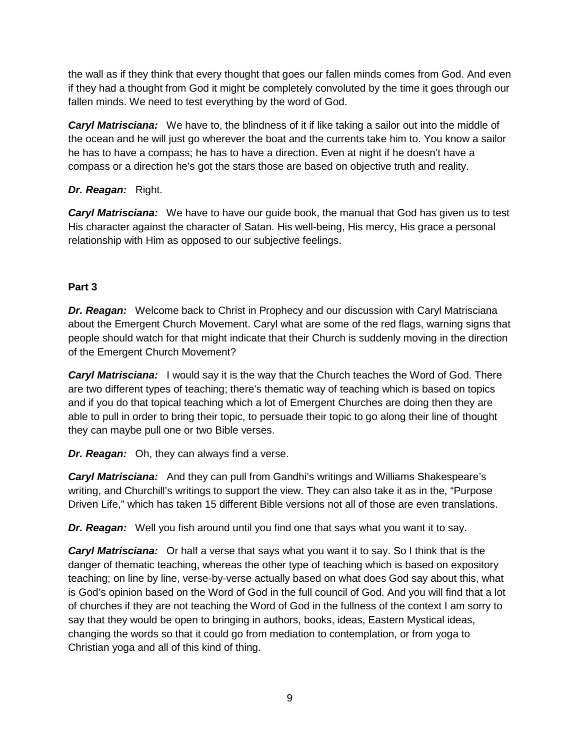the wall as if they think that every thought that goes our fallen minds comes from God. And even if they had a thought from God it might be completely convoluted by the time it goes through our fallen minds. We need to test everything by the word of God.

***Caryl Matrisciana:*** We have to, the blindness of it if like taking a sailor out into the middle of the ocean and he will just go wherever the boat and the currents take him to. You know a sailor he has to have a compass; he has to have a direction. Even at night if he doesn't have a compass or a direction he's got the stars those are based on objective truth and reality.

***Dr. Reagan:*** Right.

***Caryl Matrisciana:*** We have to have our guide book, the manual that God has given us to test His character against the character of Satan. His well-being, His mercy, His grace a personal relationship with Him as opposed to our subjective feelings.

**Part 3**

***Dr. Reagan:*** Welcome back to Christ in Prophecy and our discussion with Caryl Matrisciana about the Emergent Church Movement. Caryl what are some of the red flags, warning signs that people should watch for that might indicate that their Church is suddenly moving in the direction of the Emergent Church Movement?

***Caryl Matrisciana:*** I would say it is the way that the Church teaches the Word of God. There are two different types of teaching; there's thematic way of teaching which is based on topics and if you do that topical teaching which a lot of Emergent Churches are doing then they are able to pull in order to bring their topic, to persuade their topic to go along their line of thought they can maybe pull one or two Bible verses.

***Dr. Reagan:*** Oh, they can always find a verse.

***Caryl Matrisciana:*** And they can pull from Gandhi's writings and Williams Shakespeare's writing, and Churchill's writings to support the view. They can also take it as in the, "Purpose Driven Life," which has taken 15 different Bible versions not all of those are even translations.

***Dr. Reagan:*** Well you fish around until you find one that says what you want it to say.

***Caryl Matrisciana:*** Or half a verse that says what you want it to say. So I think that is the danger of thematic teaching, whereas the other type of teaching which is based on expository teaching; on line by line, verse-by-verse actually based on what does God say about this, what is God's opinion based on the Word of God in the full council of God. And you will find that a lot of churches if they are not teaching the Word of God in the fullness of the context I am sorry to say that they would be open to bringing in authors, books, ideas, Eastern Mystical ideas, changing the words so that it could go from mediation to contemplation, or from yoga to Christian yoga and all of this kind of thing.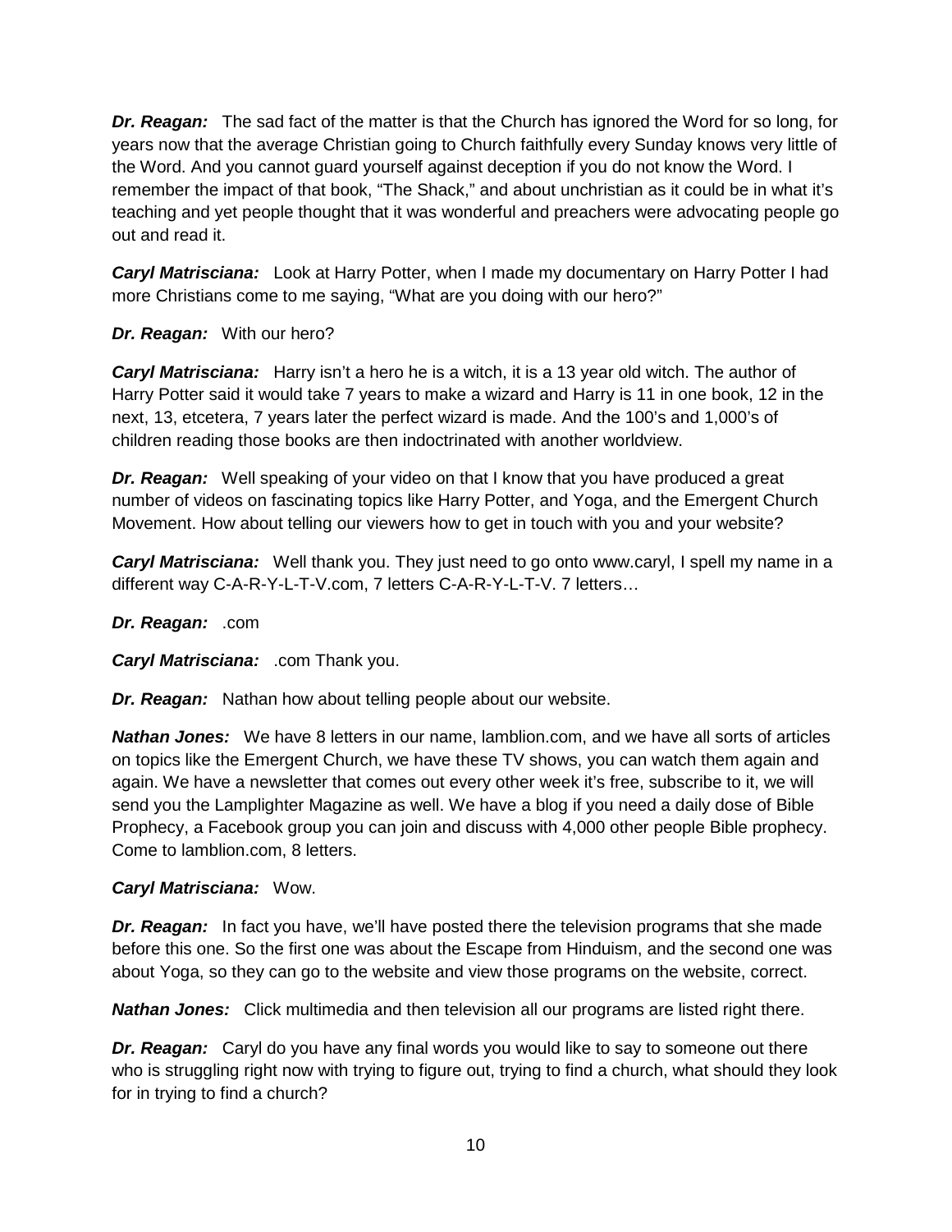***Dr. Reagan:*** The sad fact of the matter is that the Church has ignored the Word for so long, for years now that the average Christian going to Church faithfully every Sunday knows very little of the Word. And you cannot guard yourself against deception if you do not know the Word. I remember the impact of that book, "The Shack," and about unchristian as it could be in what it's teaching and yet people thought that it was wonderful and preachers were advocating people go out and read it.

***Caryl Matrisciana:*** Look at Harry Potter, when I made my documentary on Harry Potter I had more Christians come to me saying, "What are you doing with our hero?"

***Dr. Reagan:*** With our hero?

***Caryl Matrisciana:*** Harry isn't a hero he is a witch, it is a 13 year old witch. The author of Harry Potter said it would take 7 years to make a wizard and Harry is 11 in one book, 12 in the next, 13, etcetera, 7 years later the perfect wizard is made. And the 100's and 1,000's of children reading those books are then indoctrinated with another worldview.

***Dr. Reagan:*** Well speaking of your video on that I know that you have produced a great number of videos on fascinating topics like Harry Potter, and Yoga, and the Emergent Church Movement. How about telling our viewers how to get in touch with you and your website?

***Caryl Matrisciana:*** Well thank you. They just need to go onto www.caryl, I spell my name in a different way C-A-R-Y-L-T-V.com, 7 letters C-A-R-Y-L-T-V. 7 letters…

***Dr. Reagan:*** .com

***Caryl Matrisciana:*** .com Thank you.

***Dr. Reagan:*** Nathan how about telling people about our website.

***Nathan Jones:*** We have 8 letters in our name, lamblion.com, and we have all sorts of articles on topics like the Emergent Church, we have these TV shows, you can watch them again and again. We have a newsletter that comes out every other week it's free, subscribe to it, we will send you the Lamplighter Magazine as well. We have a blog if you need a daily dose of Bible Prophecy, a Facebook group you can join and discuss with 4,000 other people Bible prophecy. Come to lamblion.com, 8 letters.

***Caryl Matrisciana:*** Wow.

***Dr. Reagan:*** In fact you have, we'll have posted there the television programs that she made before this one. So the first one was about the Escape from Hinduism, and the second one was about Yoga, so they can go to the website and view those programs on the website, correct.

***Nathan Jones:*** Click multimedia and then television all our programs are listed right there.

***Dr. Reagan:*** Caryl do you have any final words you would like to say to someone out there who is struggling right now with trying to figure out, trying to find a church, what should they look for in trying to find a church?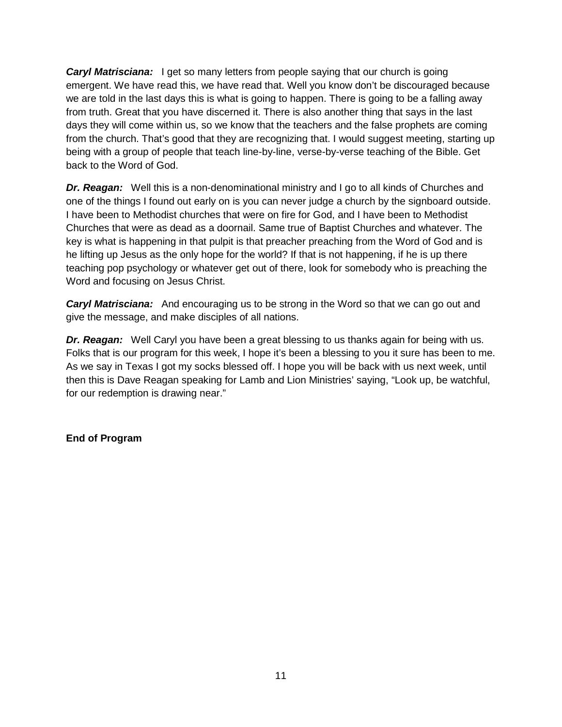***Caryl Matrisciana:*** I get so many letters from people saying that our church is going emergent. We have read this, we have read that. Well you know don't be discouraged because we are told in the last days this is what is going to happen. There is going to be a falling away from truth. Great that you have discerned it. There is also another thing that says in the last days they will come within us, so we know that the teachers and the false prophets are coming from the church. That's good that they are recognizing that. I would suggest meeting, starting up being with a group of people that teach line-by-line, verse-by-verse teaching of the Bible. Get back to the Word of God.

***Dr. Reagan:*** Well this is a non-denominational ministry and I go to all kinds of Churches and one of the things I found out early on is you can never judge a church by the signboard outside. I have been to Methodist churches that were on fire for God, and I have been to Methodist Churches that were as dead as a doornail. Same true of Baptist Churches and whatever. The key is what is happening in that pulpit is that preacher preaching from the Word of God and is he lifting up Jesus as the only hope for the world? If that is not happening, if he is up there teaching pop psychology or whatever get out of there, look for somebody who is preaching the Word and focusing on Jesus Christ.

***Caryl Matrisciana:*** And encouraging us to be strong in the Word so that we can go out and give the message, and make disciples of all nations.

***Dr. Reagan:*** Well Caryl you have been a great blessing to us thanks again for being with us. Folks that is our program for this week, I hope it's been a blessing to you it sure has been to me. As we say in Texas I got my socks blessed off. I hope you will be back with us next week, until then this is Dave Reagan speaking for Lamb and Lion Ministries' saying, "Look up, be watchful, for our redemption is drawing near."

**End of Program**